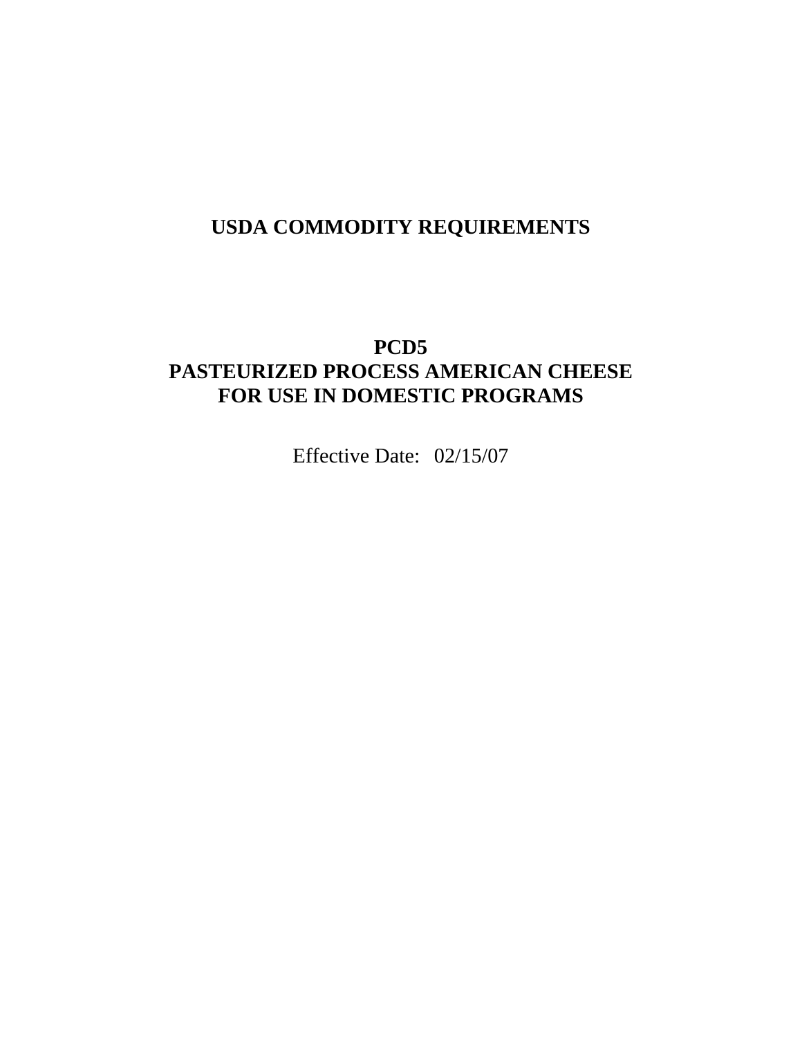# USDA COMMODITY REQUIREMENTS

## PCD5
## PASTEURIZED PROCESS AMERICAN CHEESE
## FOR USE IN DOMESTIC PROGRAMS

Effective Date: 02/15/07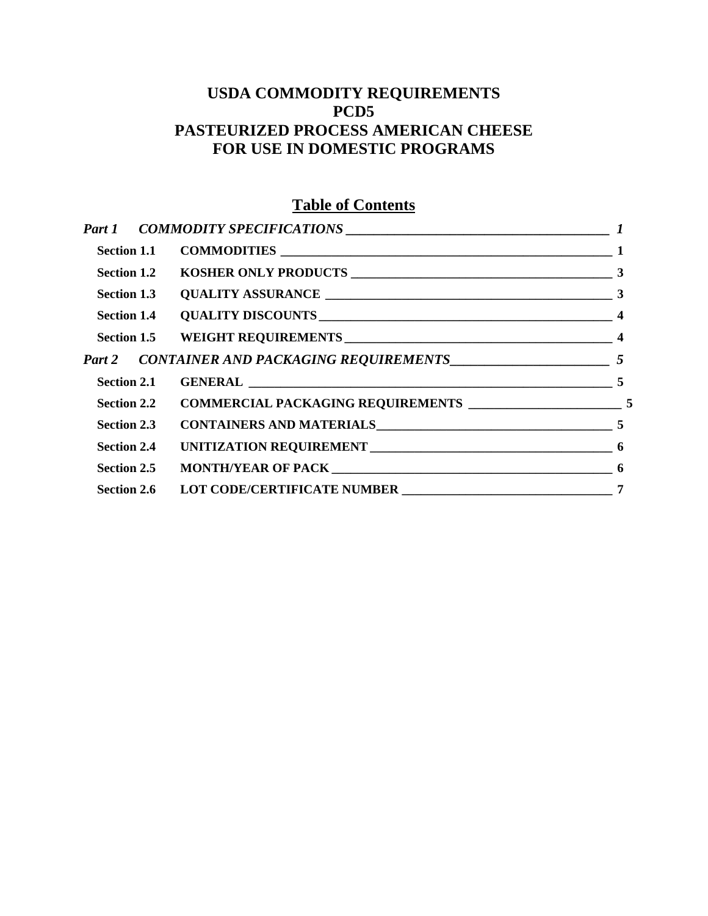# USDA COMMODITY REQUIREMENTS
# PCD5
# PASTEURIZED PROCESS AMERICAN CHEESE
# FOR USE IN DOMESTIC PROGRAMS

## Table of Contents

| | | |
|---|---|---|
| ***Part 1*** | ***COMMODITY SPECIFICATIONS*** | ***1*** |
| **Section 1.1** | **COMMODITIES** | **1** |
| **Section 1.2** | **KOSHER ONLY PRODUCTS** | **3** |
| **Section 1.3** | **QUALITY ASSURANCE** | **3** |
| **Section 1.4** | **QUALITY DISCOUNTS** | **4** |
| **Section 1.5** | **WEIGHT REQUIREMENTS** | **4** |
| ***Part 2*** | ***CONTAINER AND PACKAGING REQUIREMENTS*** | ***5*** |
| **Section 2.1** | **GENERAL** | **5** |
| **Section 2.2** | **COMMERCIAL PACKAGING REQUIREMENTS** | **5** |
| **Section 2.3** | **CONTAINERS AND MATERIALS** | **5** |
| **Section 2.4** | **UNITIZATION REQUIREMENT** | **6** |
| **Section 2.5** | **MONTH/YEAR OF PACK** | **6** |
| **Section 2.6** | **LOT CODE/CERTIFICATE NUMBER** | **7** |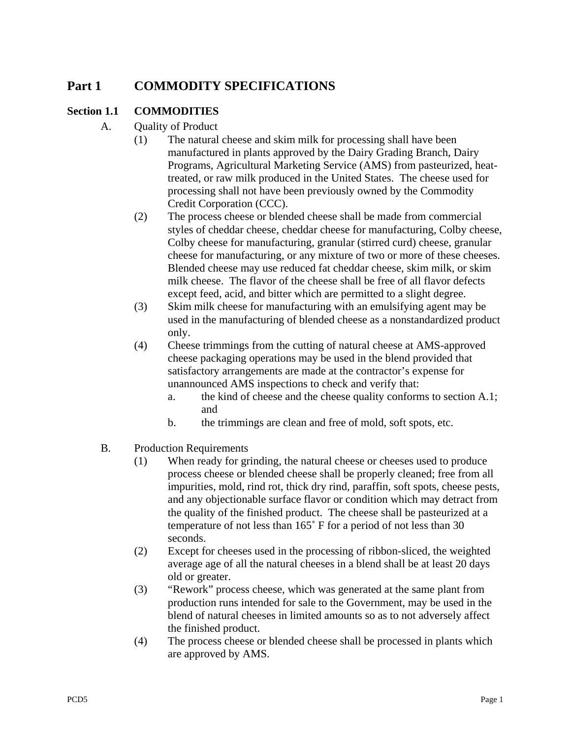# Part 1 COMMODITY SPECIFICATIONS

## Section 1.1 COMMODITIES

A. Quality of Product

(1) The natural cheese and skim milk for processing shall have been manufactured in plants approved by the Dairy Grading Branch, Dairy Programs, Agricultural Marketing Service (AMS) from pasteurized, heat-treated, or raw milk produced in the United States. The cheese used for processing shall not have been previously owned by the Commodity Credit Corporation (CCC).

(2) The process cheese or blended cheese shall be made from commercial styles of cheddar cheese, cheddar cheese for manufacturing, Colby cheese, Colby cheese for manufacturing, granular (stirred curd) cheese, granular cheese for manufacturing, or any mixture of two or more of these cheeses. Blended cheese may use reduced fat cheddar cheese, skim milk, or skim milk cheese. The flavor of the cheese shall be free of all flavor defects except feed, acid, and bitter which are permitted to a slight degree.

(3) Skim milk cheese for manufacturing with an emulsifying agent may be used in the manufacturing of blended cheese as a nonstandardized product only.

(4) Cheese trimmings from the cutting of natural cheese at AMS-approved cheese packaging operations may be used in the blend provided that satisfactory arrangements are made at the contractor's expense for unannounced AMS inspections to check and verify that:

  a. the kind of cheese and the cheese quality conforms to section A.1; and

  b. the trimmings are clean and free of mold, soft spots, etc.

B. Production Requirements

(1) When ready for grinding, the natural cheese or cheeses used to produce process cheese or blended cheese shall be properly cleaned; free from all impurities, mold, rind rot, thick dry rind, paraffin, soft spots, cheese pests, and any objectionable surface flavor or condition which may detract from the quality of the finished product. The cheese shall be pasteurized at a temperature of not less than 165˚ F for a period of not less than 30 seconds.

(2) Except for cheeses used in the processing of ribbon-sliced, the weighted average age of all the natural cheeses in a blend shall be at least 20 days old or greater.

(3) "Rework" process cheese, which was generated at the same plant from production runs intended for sale to the Government, may be used in the blend of natural cheeses in limited amounts so as to not adversely affect the finished product.

(4) The process cheese or blended cheese shall be processed in plants which are approved by AMS.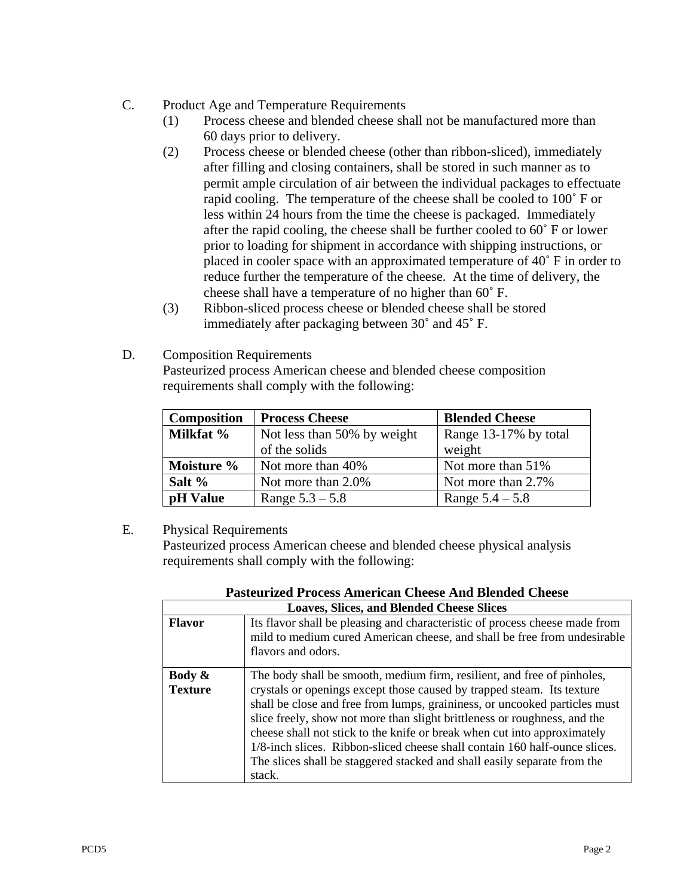C. Product Age and Temperature Requirements

(1) Process cheese and blended cheese shall not be manufactured more than 60 days prior to delivery.

(2) Process cheese or blended cheese (other than ribbon-sliced), immediately after filling and closing containers, shall be stored in such manner as to permit ample circulation of air between the individual packages to effectuate rapid cooling. The temperature of the cheese shall be cooled to 100˚ F or less within 24 hours from the time the cheese is packaged. Immediately after the rapid cooling, the cheese shall be further cooled to 60˚ F or lower prior to loading for shipment in accordance with shipping instructions, or placed in cooler space with an approximated temperature of 40˚ F in order to reduce further the temperature of the cheese. At the time of delivery, the cheese shall have a temperature of no higher than 60˚ F.

(3) Ribbon-sliced process cheese or blended cheese shall be stored immediately after packaging between 30˚ and 45˚ F.

D. Composition Requirements

Pasteurized process American cheese and blended cheese composition requirements shall comply with the following:

| Composition | Process Cheese | Blended Cheese |
|---|---|---|
| **Milkfat %** | Not less than 50% by weight of the solids | Range 13-17% by total weight |
| **Moisture %** | Not more than 40% | Not more than 51% |
| **Salt %** | Not more than 2.0% | Not more than 2.7% |
| **pH Value** | Range 5.3 – 5.8 | Range 5.4 – 5.8 |

E. Physical Requirements

Pasteurized process American cheese and blended cheese physical analysis requirements shall comply with the following:

**Pasteurized Process American Cheese And Blended Cheese**

| Loaves, Slices, and Blended Cheese Slices | |
|---|---|
| **Flavor** | Its flavor shall be pleasing and characteristic of process cheese made from mild to medium cured American cheese, and shall be free from undesirable flavors and odors. |
| **Body & Texture** | The body shall be smooth, medium firm, resilient, and free of pinholes, crystals or openings except those caused by trapped steam. Its texture shall be close and free from lumps, graininess, or uncooked particles must slice freely, show not more than slight brittleness or roughness, and the cheese shall not stick to the knife or break when cut into approximately 1/8-inch slices. Ribbon-sliced cheese shall contain 160 half-ounce slices. The slices shall be staggered stacked and shall easily separate from the stack. |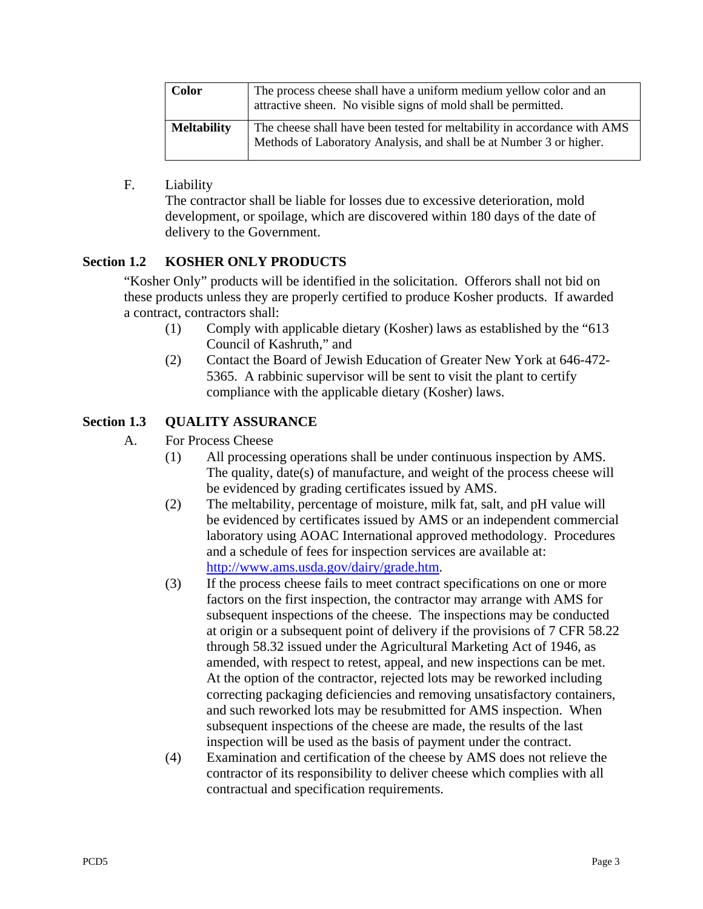| **Color** | The process cheese shall have a uniform medium yellow color and an attractive sheen. No visible signs of mold shall be permitted. |
|---|---|
| **Meltability** | The cheese shall have been tested for meltability in accordance with AMS Methods of Laboratory Analysis, and shall be at Number 3 or higher. |

F. Liability

The contractor shall be liable for losses due to excessive deterioration, mold development, or spoilage, which are discovered within 180 days of the date of delivery to the Government.

## Section 1.2 KOSHER ONLY PRODUCTS

"Kosher Only" products will be identified in the solicitation. Offerors shall not bid on these products unless they are properly certified to produce Kosher products. If awarded a contract, contractors shall:

(1) Comply with applicable dietary (Kosher) laws as established by the "613 Council of Kashruth," and

(2) Contact the Board of Jewish Education of Greater New York at 646-472-5365. A rabbinic supervisor will be sent to visit the plant to certify compliance with the applicable dietary (Kosher) laws.

## Section 1.3 QUALITY ASSURANCE

A. For Process Cheese

(1) All processing operations shall be under continuous inspection by AMS. The quality, date(s) of manufacture, and weight of the process cheese will be evidenced by grading certificates issued by AMS.

(2) The meltability, percentage of moisture, milk fat, salt, and pH value will be evidenced by certificates issued by AMS or an independent commercial laboratory using AOAC International approved methodology. Procedures and a schedule of fees for inspection services are available at: http://www.ams.usda.gov/dairy/grade.htm.

(3) If the process cheese fails to meet contract specifications on one or more factors on the first inspection, the contractor may arrange with AMS for subsequent inspections of the cheese. The inspections may be conducted at origin or a subsequent point of delivery if the provisions of 7 CFR 58.22 through 58.32 issued under the Agricultural Marketing Act of 1946, as amended, with respect to retest, appeal, and new inspections can be met. At the option of the contractor, rejected lots may be reworked including correcting packaging deficiencies and removing unsatisfactory containers, and such reworked lots may be resubmitted for AMS inspection. When subsequent inspections of the cheese are made, the results of the last inspection will be used as the basis of payment under the contract.

(4) Examination and certification of the cheese by AMS does not relieve the contractor of its responsibility to deliver cheese which complies with all contractual and specification requirements.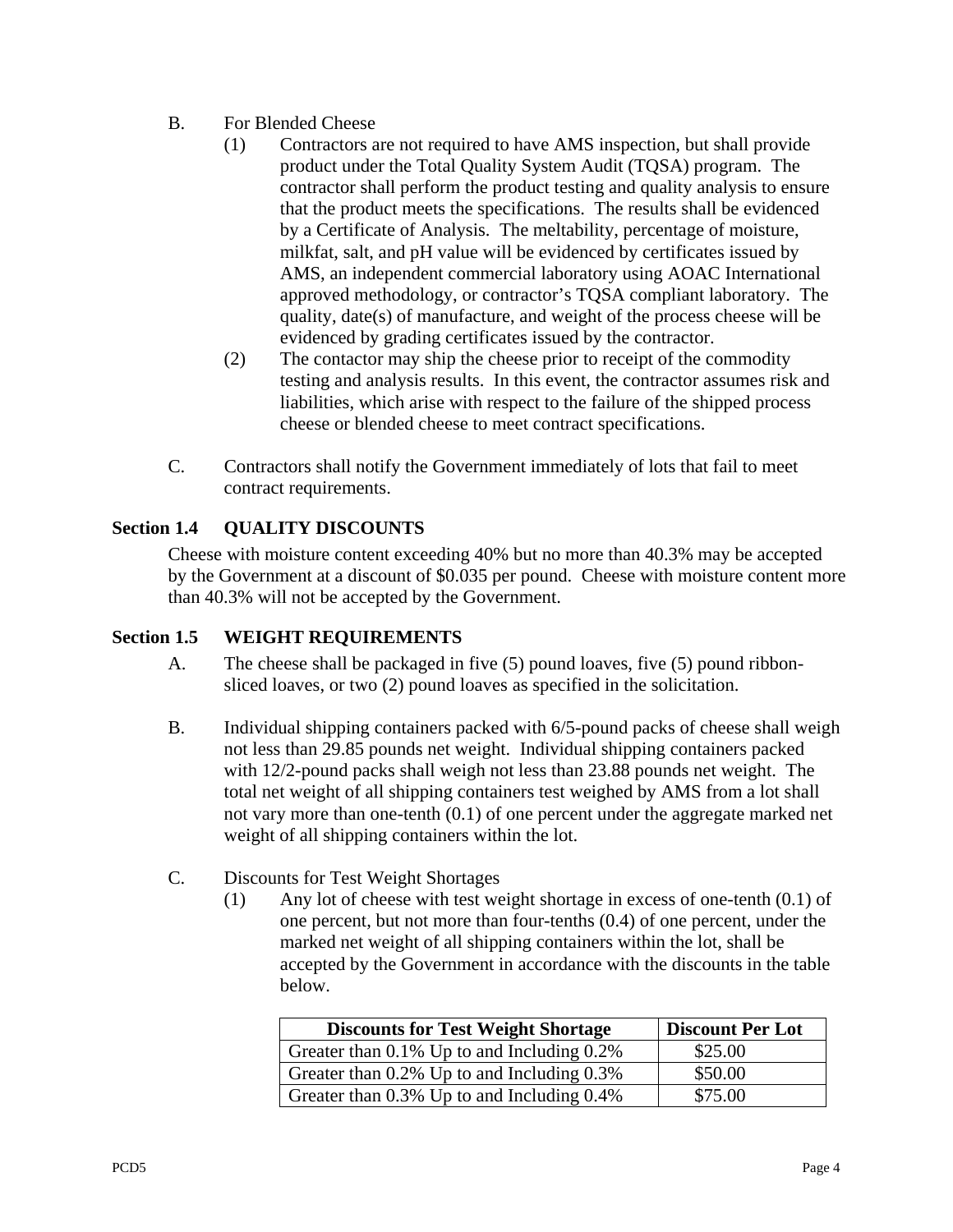B. For Blended Cheese

(1) Contractors are not required to have AMS inspection, but shall provide product under the Total Quality System Audit (TQSA) program. The contractor shall perform the product testing and quality analysis to ensure that the product meets the specifications. The results shall be evidenced by a Certificate of Analysis. The meltability, percentage of moisture, milkfat, salt, and pH value will be evidenced by certificates issued by AMS, an independent commercial laboratory using AOAC International approved methodology, or contractor's TQSA compliant laboratory. The quality, date(s) of manufacture, and weight of the process cheese will be evidenced by grading certificates issued by the contractor.

(2) The contactor may ship the cheese prior to receipt of the commodity testing and analysis results. In this event, the contractor assumes risk and liabilities, which arise with respect to the failure of the shipped process cheese or blended cheese to meet contract specifications.

C. Contractors shall notify the Government immediately of lots that fail to meet contract requirements.

### Section 1.4 QUALITY DISCOUNTS

Cheese with moisture content exceeding 40% but no more than 40.3% may be accepted by the Government at a discount of $0.035 per pound. Cheese with moisture content more than 40.3% will not be accepted by the Government.

### Section 1.5 WEIGHT REQUIREMENTS

A. The cheese shall be packaged in five (5) pound loaves, five (5) pound ribbon-sliced loaves, or two (2) pound loaves as specified in the solicitation.

B. Individual shipping containers packed with 6/5-pound packs of cheese shall weigh not less than 29.85 pounds net weight. Individual shipping containers packed with 12/2-pound packs shall weigh not less than 23.88 pounds net weight. The total net weight of all shipping containers test weighed by AMS from a lot shall not vary more than one-tenth (0.1) of one percent under the aggregate marked net weight of all shipping containers within the lot.

C. Discounts for Test Weight Shortages

(1) Any lot of cheese with test weight shortage in excess of one-tenth (0.1) of one percent, but not more than four-tenths (0.4) of one percent, under the marked net weight of all shipping containers within the lot, shall be accepted by the Government in accordance with the discounts in the table below.

| Discounts for Test Weight Shortage | Discount Per Lot |
| --- | --- |
| Greater than 0.1% Up to and Including 0.2% | $25.00 |
| Greater than 0.2% Up to and Including 0.3% | $50.00 |
| Greater than 0.3% Up to and Including 0.4% | $75.00 |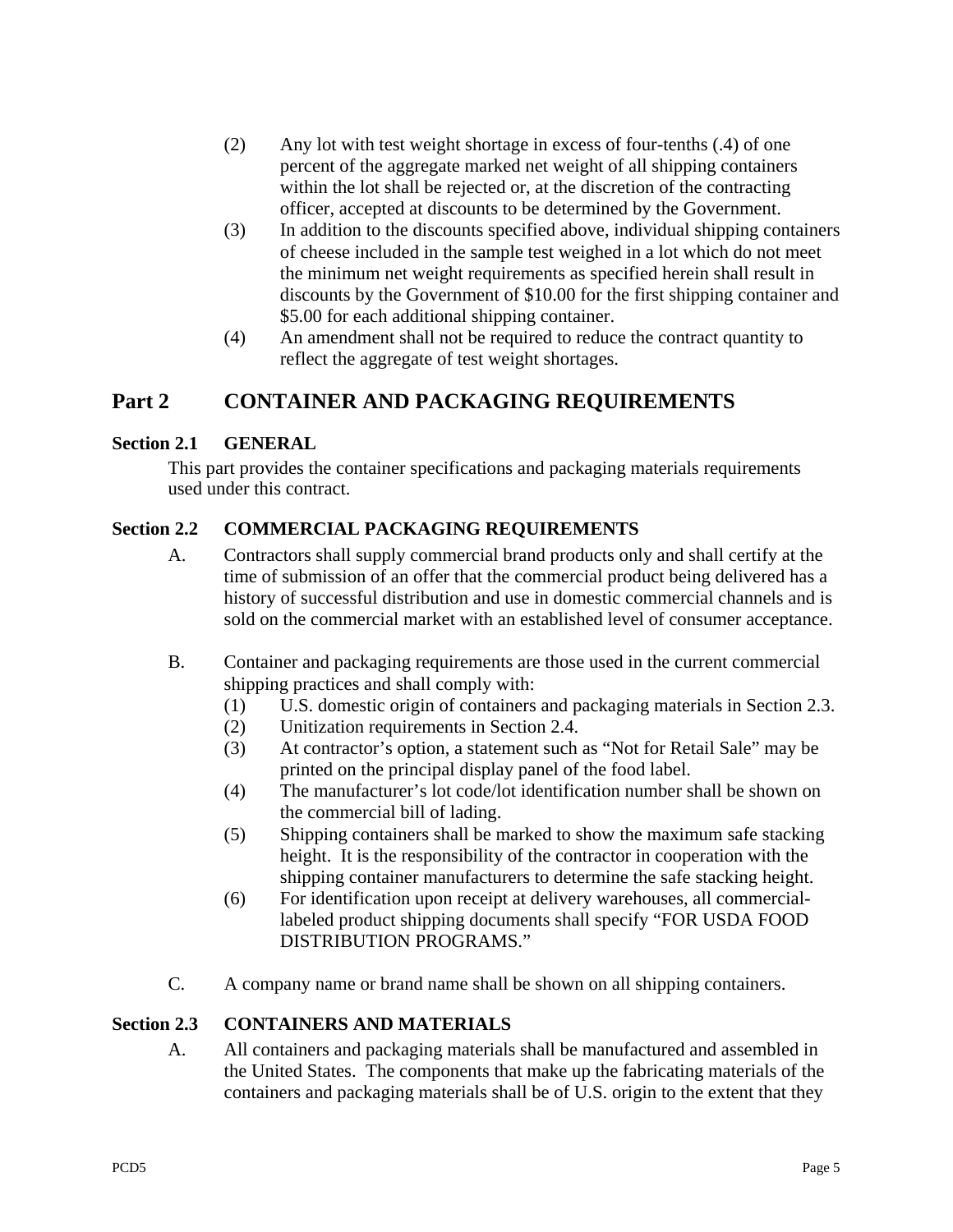(2) Any lot with test weight shortage in excess of four-tenths (.4) of one percent of the aggregate marked net weight of all shipping containers within the lot shall be rejected or, at the discretion of the contracting officer, accepted at discounts to be determined by the Government.

(3) In addition to the discounts specified above, individual shipping containers of cheese included in the sample test weighed in a lot which do not meet the minimum net weight requirements as specified herein shall result in discounts by the Government of $10.00 for the first shipping container and $5.00 for each additional shipping container.

(4) An amendment shall not be required to reduce the contract quantity to reflect the aggregate of test weight shortages.

# Part 2 CONTAINER AND PACKAGING REQUIREMENTS

## Section 2.1 GENERAL

This part provides the container specifications and packaging materials requirements used under this contract.

## Section 2.2 COMMERCIAL PACKAGING REQUIREMENTS

A. Contractors shall supply commercial brand products only and shall certify at the time of submission of an offer that the commercial product being delivered has a history of successful distribution and use in domestic commercial channels and is sold on the commercial market with an established level of consumer acceptance.

B. Container and packaging requirements are those used in the current commercial shipping practices and shall comply with:

(1) U.S. domestic origin of containers and packaging materials in Section 2.3.

(2) Unitization requirements in Section 2.4.

(3) At contractor's option, a statement such as "Not for Retail Sale" may be printed on the principal display panel of the food label.

(4) The manufacturer's lot code/lot identification number shall be shown on the commercial bill of lading.

(5) Shipping containers shall be marked to show the maximum safe stacking height. It is the responsibility of the contractor in cooperation with the shipping container manufacturers to determine the safe stacking height.

(6) For identification upon receipt at delivery warehouses, all commercial-labeled product shipping documents shall specify "FOR USDA FOOD DISTRIBUTION PROGRAMS."

C. A company name or brand name shall be shown on all shipping containers.

## Section 2.3 CONTAINERS AND MATERIALS

A. All containers and packaging materials shall be manufactured and assembled in the United States. The components that make up the fabricating materials of the containers and packaging materials shall be of U.S. origin to the extent that they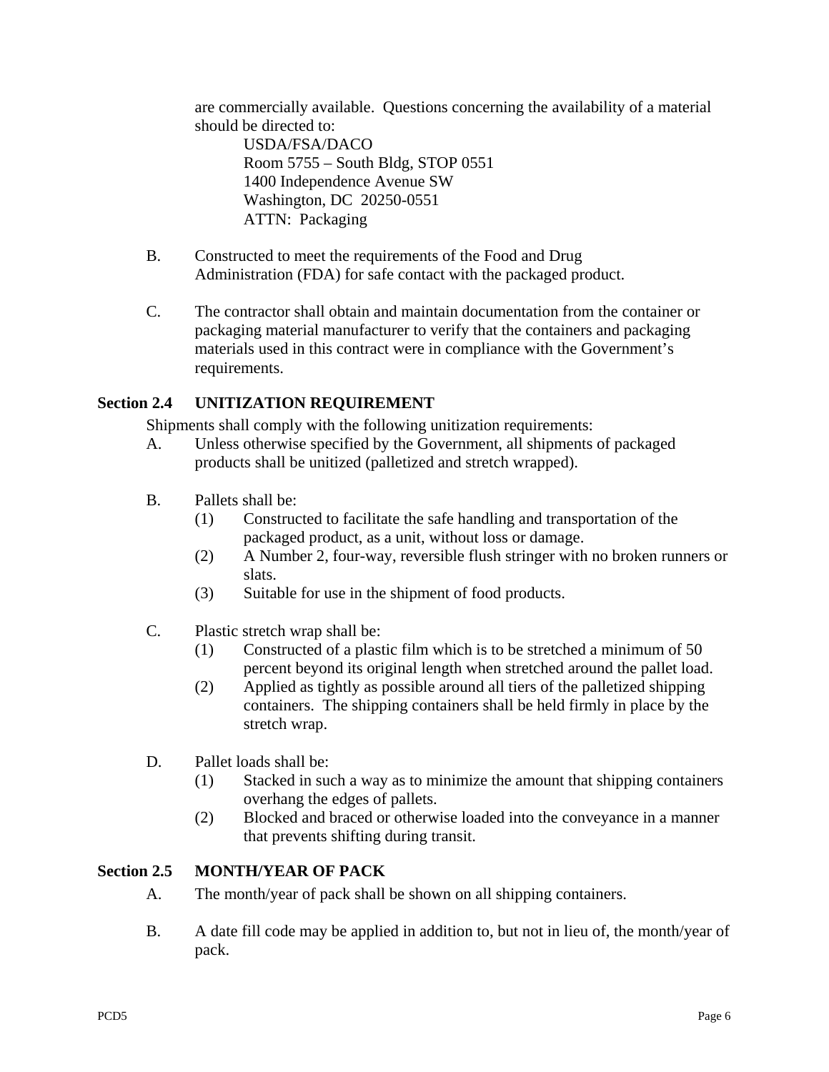are commercially available. Questions concerning the availability of a material should be directed to:

USDA/FSA/DACO
Room 5755 – South Bldg, STOP 0551
1400 Independence Avenue SW
Washington, DC 20250-0551
ATTN: Packaging

B. Constructed to meet the requirements of the Food and Drug Administration (FDA) for safe contact with the packaged product.

C. The contractor shall obtain and maintain documentation from the container or packaging material manufacturer to verify that the containers and packaging materials used in this contract were in compliance with the Government's requirements.

## Section 2.4 UNITIZATION REQUIREMENT

Shipments shall comply with the following unitization requirements:

A. Unless otherwise specified by the Government, all shipments of packaged products shall be unitized (palletized and stretch wrapped).

B. Pallets shall be:
   (1) Constructed to facilitate the safe handling and transportation of the packaged product, as a unit, without loss or damage.
   (2) A Number 2, four-way, reversible flush stringer with no broken runners or slats.
   (3) Suitable for use in the shipment of food products.

C. Plastic stretch wrap shall be:
   (1) Constructed of a plastic film which is to be stretched a minimum of 50 percent beyond its original length when stretched around the pallet load.
   (2) Applied as tightly as possible around all tiers of the palletized shipping containers. The shipping containers shall be held firmly in place by the stretch wrap.

D. Pallet loads shall be:
   (1) Stacked in such a way as to minimize the amount that shipping containers overhang the edges of pallets.
   (2) Blocked and braced or otherwise loaded into the conveyance in a manner that prevents shifting during transit.

## Section 2.5 MONTH/YEAR OF PACK

A. The month/year of pack shall be shown on all shipping containers.

B. A date fill code may be applied in addition to, but not in lieu of, the month/year of pack.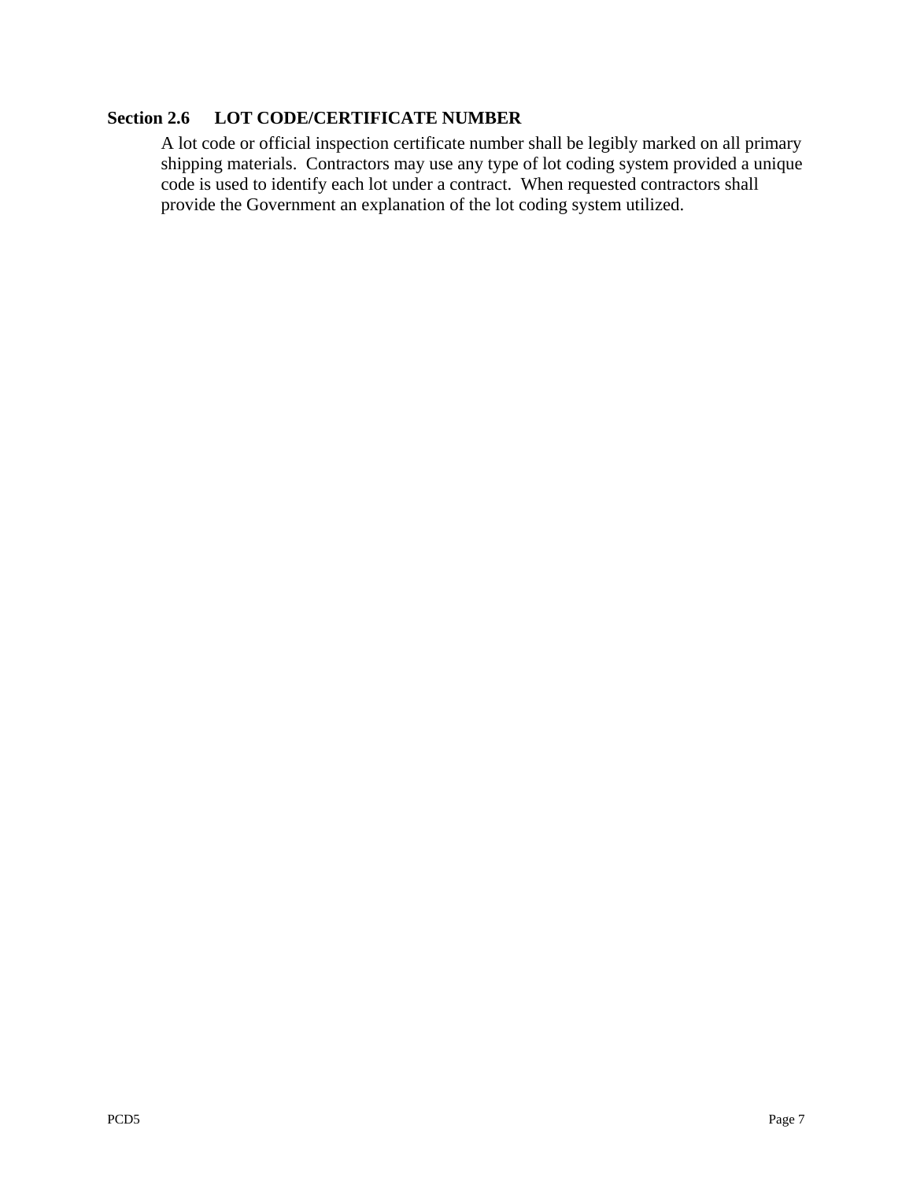**Section 2.6 LOT CODE/CERTIFICATE NUMBER**

A lot code or official inspection certificate number shall be legibly marked on all primary shipping materials. Contractors may use any type of lot coding system provided a unique code is used to identify each lot under a contract. When requested contractors shall provide the Government an explanation of the lot coding system utilized.